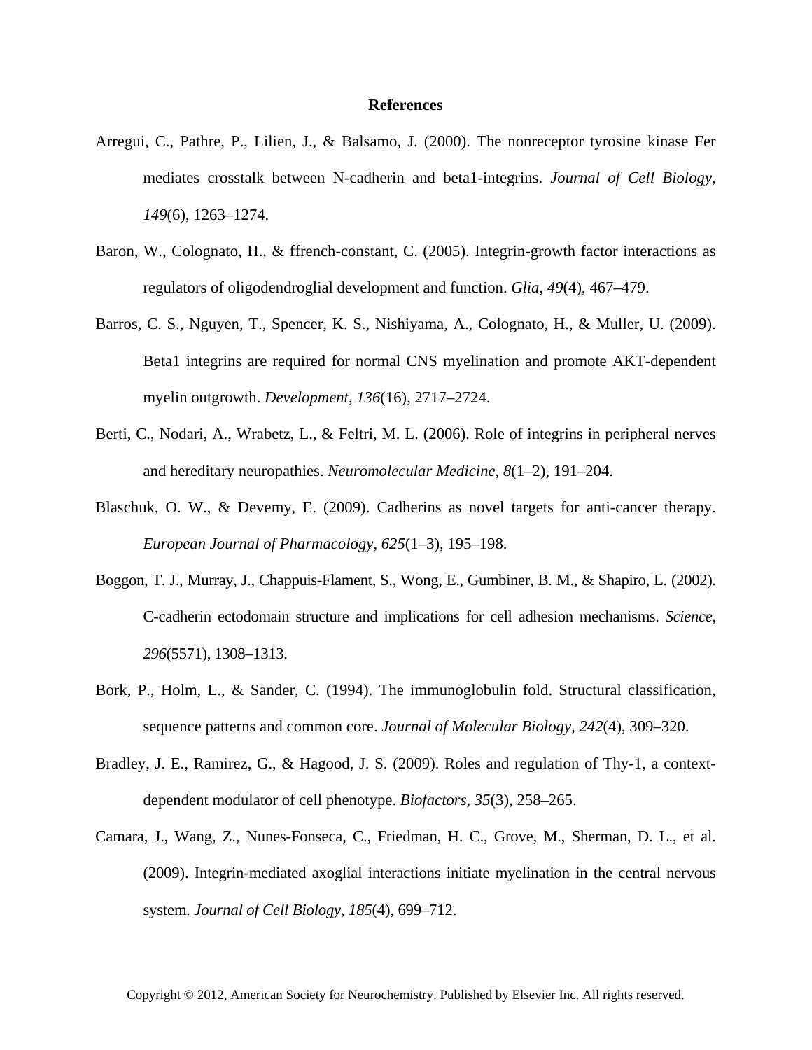## References

Arregui, C., Pathre, P., Lilien, J., & Balsamo, J. (2000). The nonreceptor tyrosine kinase Fer mediates crosstalk between N-cadherin and beta1-integrins. *Journal of Cell Biology*, *149*(6), 1263–1274.

Baron, W., Colognato, H., & ffrench-constant, C. (2005). Integrin-growth factor interactions as regulators of oligodendroglial development and function. *Glia*, *49*(4), 467–479.

Barros, C. S., Nguyen, T., Spencer, K. S., Nishiyama, A., Colognato, H., & Muller, U. (2009). Beta1 integrins are required for normal CNS myelination and promote AKT-dependent myelin outgrowth. *Development*, *136*(16), 2717–2724.

Berti, C., Nodari, A., Wrabetz, L., & Feltri, M. L. (2006). Role of integrins in peripheral nerves and hereditary neuropathies. *Neuromolecular Medicine*, *8*(1–2), 191–204.

Blaschuk, O. W., & Devemy, E. (2009). Cadherins as novel targets for anti-cancer therapy. *European Journal of Pharmacology*, *625*(1–3), 195–198.

Boggon, T. J., Murray, J., Chappuis-Flament, S., Wong, E., Gumbiner, B. M., & Shapiro, L. (2002). C-cadherin ectodomain structure and implications for cell adhesion mechanisms. *Science*, *296*(5571), 1308–1313.

Bork, P., Holm, L., & Sander, C. (1994). The immunoglobulin fold. Structural classification, sequence patterns and common core. *Journal of Molecular Biology*, *242*(4), 309–320.

Bradley, J. E., Ramirez, G., & Hagood, J. S. (2009). Roles and regulation of Thy-1, a context-dependent modulator of cell phenotype. *Biofactors*, *35*(3), 258–265.

Camara, J., Wang, Z., Nunes-Fonseca, C., Friedman, H. C., Grove, M., Sherman, D. L., et al. (2009). Integrin-mediated axoglial interactions initiate myelination in the central nervous system. *Journal of Cell Biology*, *185*(4), 699–712.

Copyright © 2012, American Society for Neurochemistry. Published by Elsevier Inc. All rights reserved.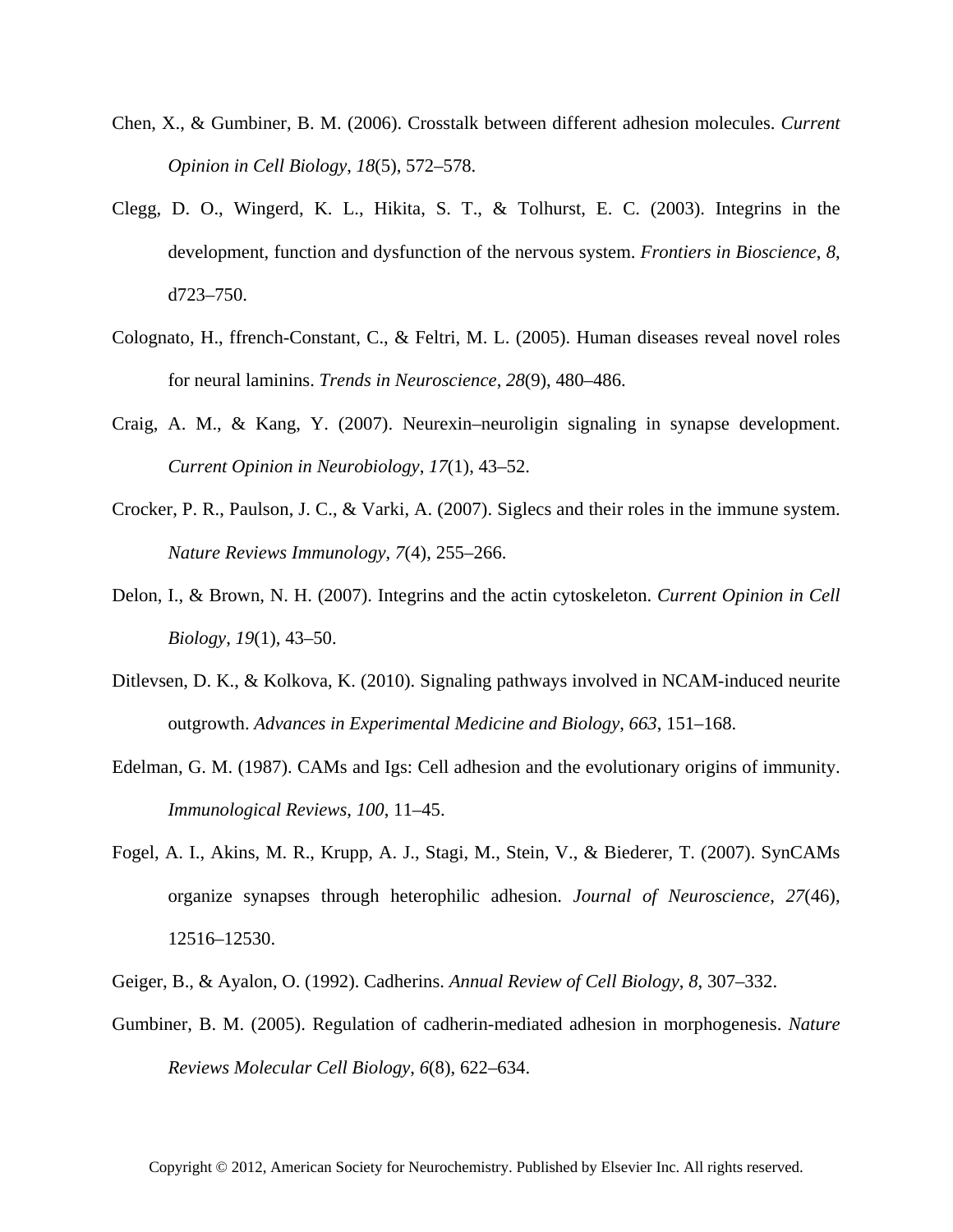Chen, X., & Gumbiner, B. M. (2006). Crosstalk between different adhesion molecules. *Current Opinion in Cell Biology*, *18*(5), 572–578.

Clegg, D. O., Wingerd, K. L., Hikita, S. T., & Tolhurst, E. C. (2003). Integrins in the development, function and dysfunction of the nervous system. *Frontiers in Bioscience*, *8*, d723–750.

Colognato, H., ffrench-Constant, C., & Feltri, M. L. (2005). Human diseases reveal novel roles for neural laminins. *Trends in Neuroscience*, *28*(9), 480–486.

Craig, A. M., & Kang, Y. (2007). Neurexin–neuroligin signaling in synapse development. *Current Opinion in Neurobiology*, *17*(1), 43–52.

Crocker, P. R., Paulson, J. C., & Varki, A. (2007). Siglecs and their roles in the immune system. *Nature Reviews Immunology*, *7*(4), 255–266.

Delon, I., & Brown, N. H. (2007). Integrins and the actin cytoskeleton. *Current Opinion in Cell Biology*, *19*(1), 43–50.

Ditlevsen, D. K., & Kolkova, K. (2010). Signaling pathways involved in NCAM-induced neurite outgrowth. *Advances in Experimental Medicine and Biology*, *663*, 151–168.

Edelman, G. M. (1987). CAMs and Igs: Cell adhesion and the evolutionary origins of immunity. *Immunological Reviews*, *100*, 11–45.

Fogel, A. I., Akins, M. R., Krupp, A. J., Stagi, M., Stein, V., & Biederer, T. (2007). SynCAMs organize synapses through heterophilic adhesion. *Journal of Neuroscience*, *27*(46), 12516–12530.

Geiger, B., & Ayalon, O. (1992). Cadherins. *Annual Review of Cell Biology*, *8*, 307–332.

Gumbiner, B. M. (2005). Regulation of cadherin-mediated adhesion in morphogenesis. *Nature Reviews Molecular Cell Biology*, *6*(8), 622–634.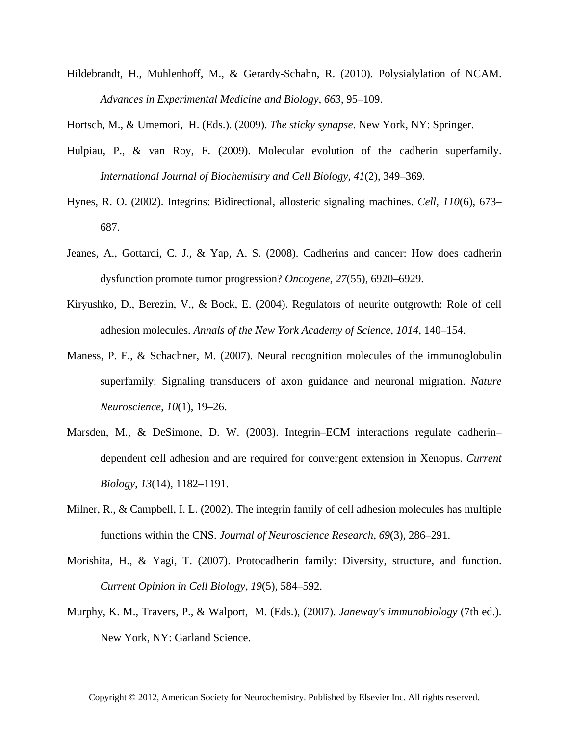Hildebrandt, H., Muhlenhoff, M., & Gerardy-Schahn, R. (2010). Polysialylation of NCAM. *Advances in Experimental Medicine and Biology*, *663*, 95–109.

Hortsch, M., & Umemori, H. (Eds.). (2009). *The sticky synapse*. New York, NY: Springer.

Hulpiau, P., & van Roy, F. (2009). Molecular evolution of the cadherin superfamily. *International Journal of Biochemistry and Cell Biology*, *41*(2), 349–369.

Hynes, R. O. (2002). Integrins: Bidirectional, allosteric signaling machines. *Cell*, *110*(6), 673–687.

Jeanes, A., Gottardi, C. J., & Yap, A. S. (2008). Cadherins and cancer: How does cadherin dysfunction promote tumor progression? *Oncogene*, *27*(55), 6920–6929.

Kiryushko, D., Berezin, V., & Bock, E. (2004). Regulators of neurite outgrowth: Role of cell adhesion molecules. *Annals of the New York Academy of Science*, *1014*, 140–154.

Maness, P. F., & Schachner, M. (2007). Neural recognition molecules of the immunoglobulin superfamily: Signaling transducers of axon guidance and neuronal migration. *Nature Neuroscience*, *10*(1), 19–26.

Marsden, M., & DeSimone, D. W. (2003). Integrin–ECM interactions regulate cadherin–dependent cell adhesion and are required for convergent extension in Xenopus. *Current Biology*, *13*(14), 1182–1191.

Milner, R., & Campbell, I. L. (2002). The integrin family of cell adhesion molecules has multiple functions within the CNS. *Journal of Neuroscience Research*, *69*(3), 286–291.

Morishita, H., & Yagi, T. (2007). Protocadherin family: Diversity, structure, and function. *Current Opinion in Cell Biology*, *19*(5), 584–592.

Murphy, K. M., Travers, P., & Walport, M. (Eds.), (2007). *Janeway's immunobiology* (7th ed.). New York, NY: Garland Science.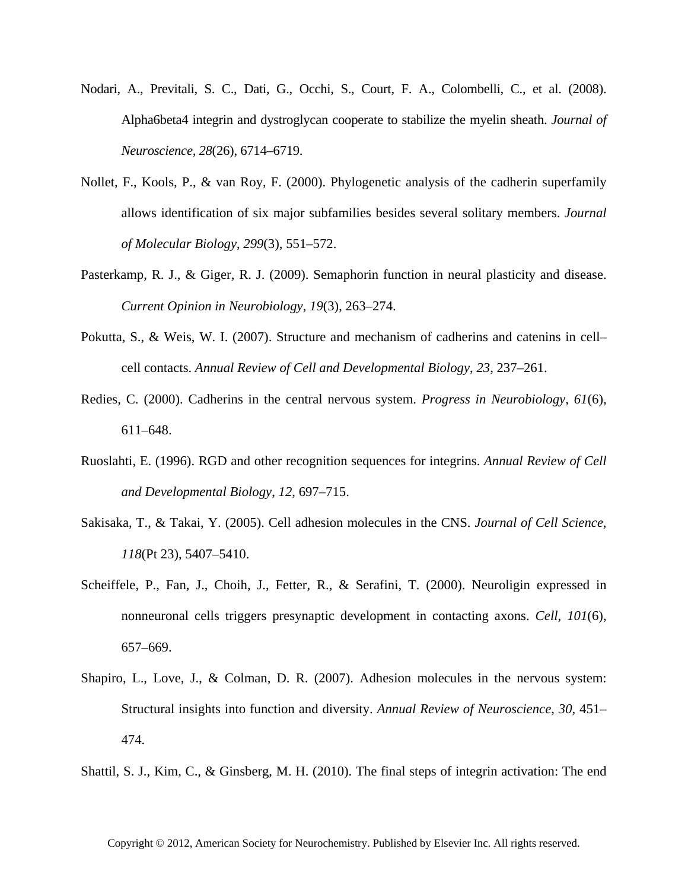Nodari, A., Previtali, S. C., Dati, G., Occhi, S., Court, F. A., Colombelli, C., et al. (2008). Alpha6beta4 integrin and dystroglycan cooperate to stabilize the myelin sheath. *Journal of Neuroscience*, *28*(26), 6714–6719.

Nollet, F., Kools, P., & van Roy, F. (2000). Phylogenetic analysis of the cadherin superfamily allows identification of six major subfamilies besides several solitary members. *Journal of Molecular Biology*, *299*(3), 551–572.

Pasterkamp, R. J., & Giger, R. J. (2009). Semaphorin function in neural plasticity and disease. *Current Opinion in Neurobiology*, *19*(3), 263–274.

Pokutta, S., & Weis, W. I. (2007). Structure and mechanism of cadherins and catenins in cell–cell contacts. *Annual Review of Cell and Developmental Biology*, *23*, 237–261.

Redies, C. (2000). Cadherins in the central nervous system. *Progress in Neurobiology*, *61*(6), 611–648.

Ruoslahti, E. (1996). RGD and other recognition sequences for integrins. *Annual Review of Cell and Developmental Biology*, *12*, 697–715.

Sakisaka, T., & Takai, Y. (2005). Cell adhesion molecules in the CNS. *Journal of Cell Science*, *118*(Pt 23), 5407–5410.

Scheiffele, P., Fan, J., Choih, J., Fetter, R., & Serafini, T. (2000). Neuroligin expressed in nonneuronal cells triggers presynaptic development in contacting axons. *Cell*, *101*(6), 657–669.

Shapiro, L., Love, J., & Colman, D. R. (2007). Adhesion molecules in the nervous system: Structural insights into function and diversity. *Annual Review of Neuroscience*, *30*, 451–474.

Shattil, S. J., Kim, C., & Ginsberg, M. H. (2010). The final steps of integrin activation: The end

Copyright © 2012, American Society for Neurochemistry. Published by Elsevier Inc. All rights reserved.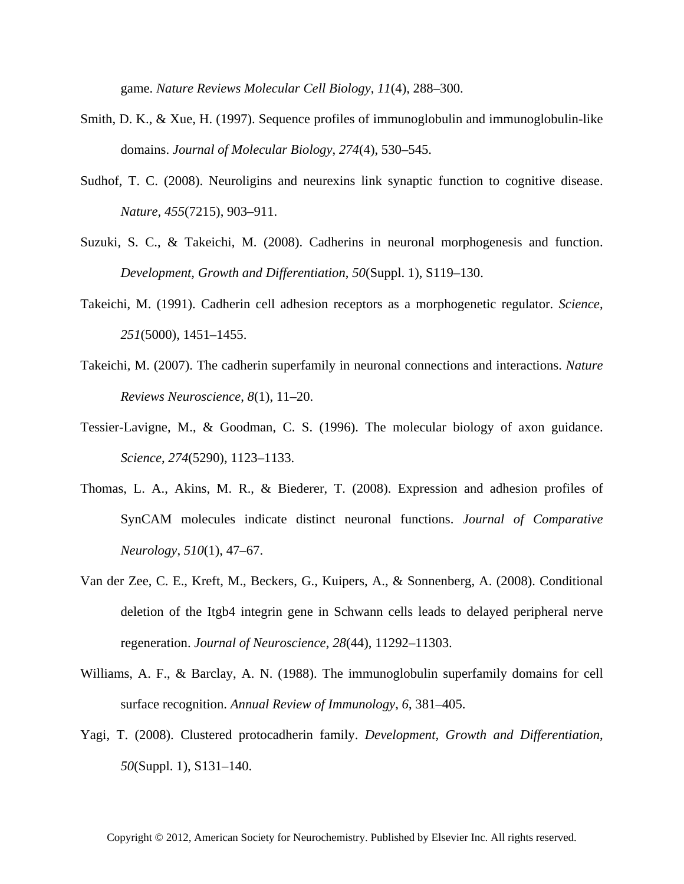game. *Nature Reviews Molecular Cell Biology*, *11*(4), 288–300.

Smith, D. K., & Xue, H. (1997). Sequence profiles of immunoglobulin and immunoglobulin-like domains. *Journal of Molecular Biology*, *274*(4), 530–545.

Sudhof, T. C. (2008). Neuroligins and neurexins link synaptic function to cognitive disease. *Nature*, *455*(7215), 903–911.

Suzuki, S. C., & Takeichi, M. (2008). Cadherins in neuronal morphogenesis and function. *Development, Growth and Differentiation*, *50*(Suppl. 1), S119–130.

Takeichi, M. (1991). Cadherin cell adhesion receptors as a morphogenetic regulator. *Science*, *251*(5000), 1451–1455.

Takeichi, M. (2007). The cadherin superfamily in neuronal connections and interactions. *Nature Reviews Neuroscience*, *8*(1), 11–20.

Tessier-Lavigne, M., & Goodman, C. S. (1996). The molecular biology of axon guidance. *Science*, *274*(5290), 1123–1133.

Thomas, L. A., Akins, M. R., & Biederer, T. (2008). Expression and adhesion profiles of SynCAM molecules indicate distinct neuronal functions. *Journal of Comparative Neurology*, *510*(1), 47–67.

Van der Zee, C. E., Kreft, M., Beckers, G., Kuipers, A., & Sonnenberg, A. (2008). Conditional deletion of the Itgb4 integrin gene in Schwann cells leads to delayed peripheral nerve regeneration. *Journal of Neuroscience*, *28*(44), 11292–11303.

Williams, A. F., & Barclay, A. N. (1988). The immunoglobulin superfamily domains for cell surface recognition. *Annual Review of Immunology*, *6*, 381–405.

Yagi, T. (2008). Clustered protocadherin family. *Development, Growth and Differentiation*, *50*(Suppl. 1), S131–140.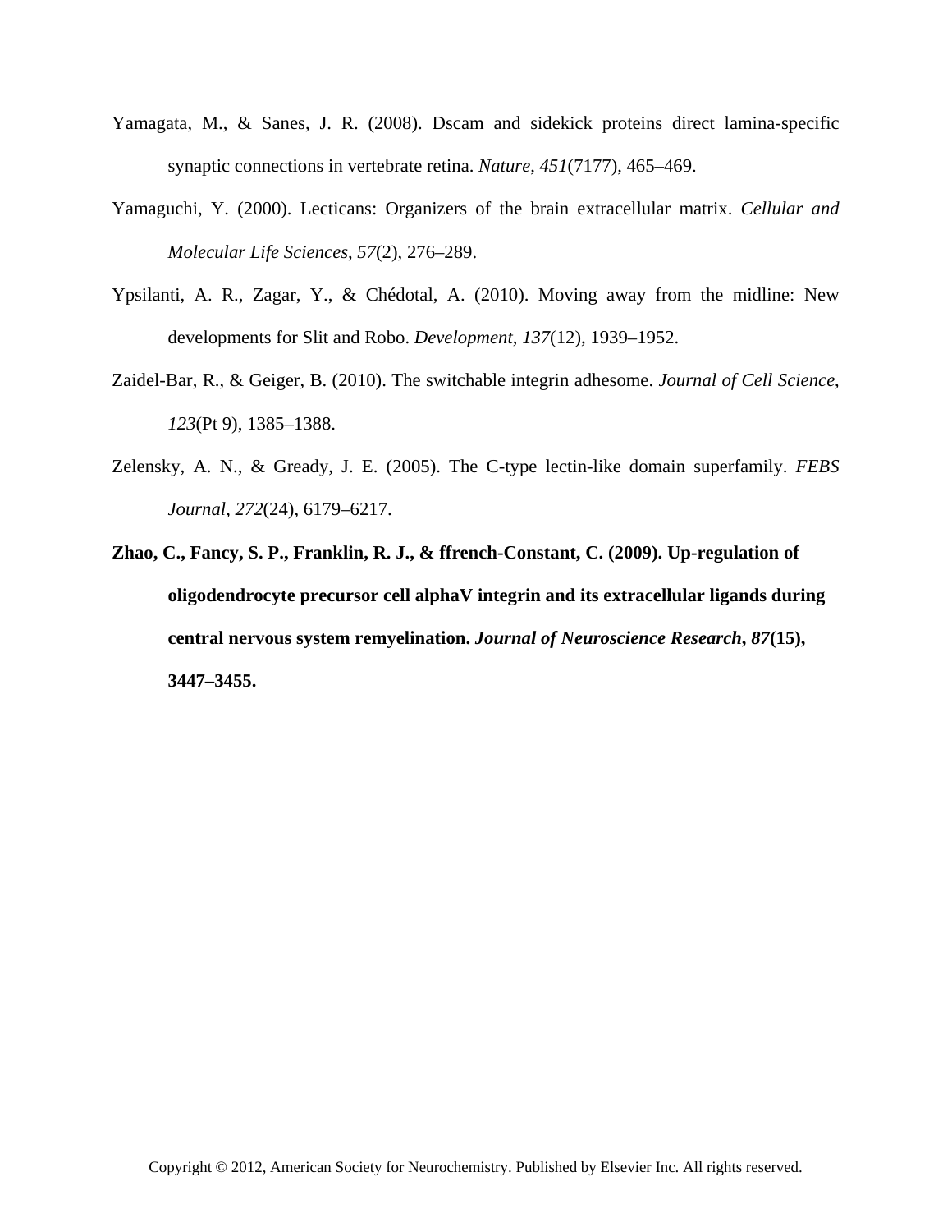Yamagata, M., & Sanes, J. R. (2008). Dscam and sidekick proteins direct lamina-specific synaptic connections in vertebrate retina. *Nature*, *451*(7177), 465–469.

Yamaguchi, Y. (2000). Lecticans: Organizers of the brain extracellular matrix. *Cellular and Molecular Life Sciences*, *57*(2), 276–289.

Ypsilanti, A. R., Zagar, Y., & Chédotal, A. (2010). Moving away from the midline: New developments for Slit and Robo. *Development*, *137*(12), 1939–1952.

Zaidel-Bar, R., & Geiger, B. (2010). The switchable integrin adhesome. *Journal of Cell Science*, *123*(Pt 9), 1385–1388.

Zelensky, A. N., & Gready, J. E. (2005). The C-type lectin-like domain superfamily. *FEBS Journal*, *272*(24), 6179–6217.

**Zhao, C., Fancy, S. P., Franklin, R. J., & ffrench-Constant, C. (2009). Up-regulation of oligodendrocyte precursor cell alphaV integrin and its extracellular ligands during central nervous system remyelination. *Journal of Neuroscience Research*, *87*(15), 3447–3455.**

Copyright © 2012, American Society for Neurochemistry. Published by Elsevier Inc. All rights reserved.